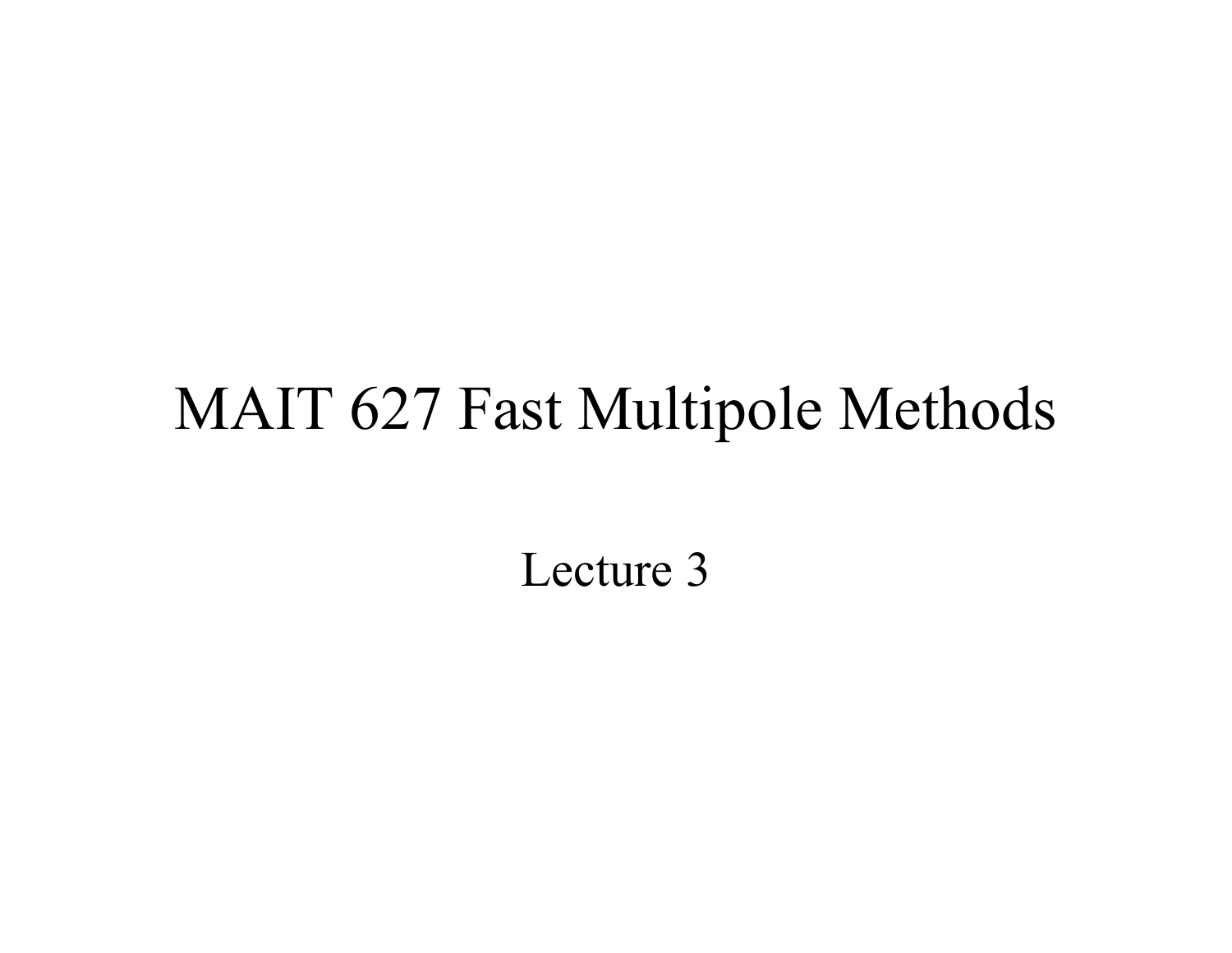# MAIT 627 Fast Multipole Methods

Lecture 3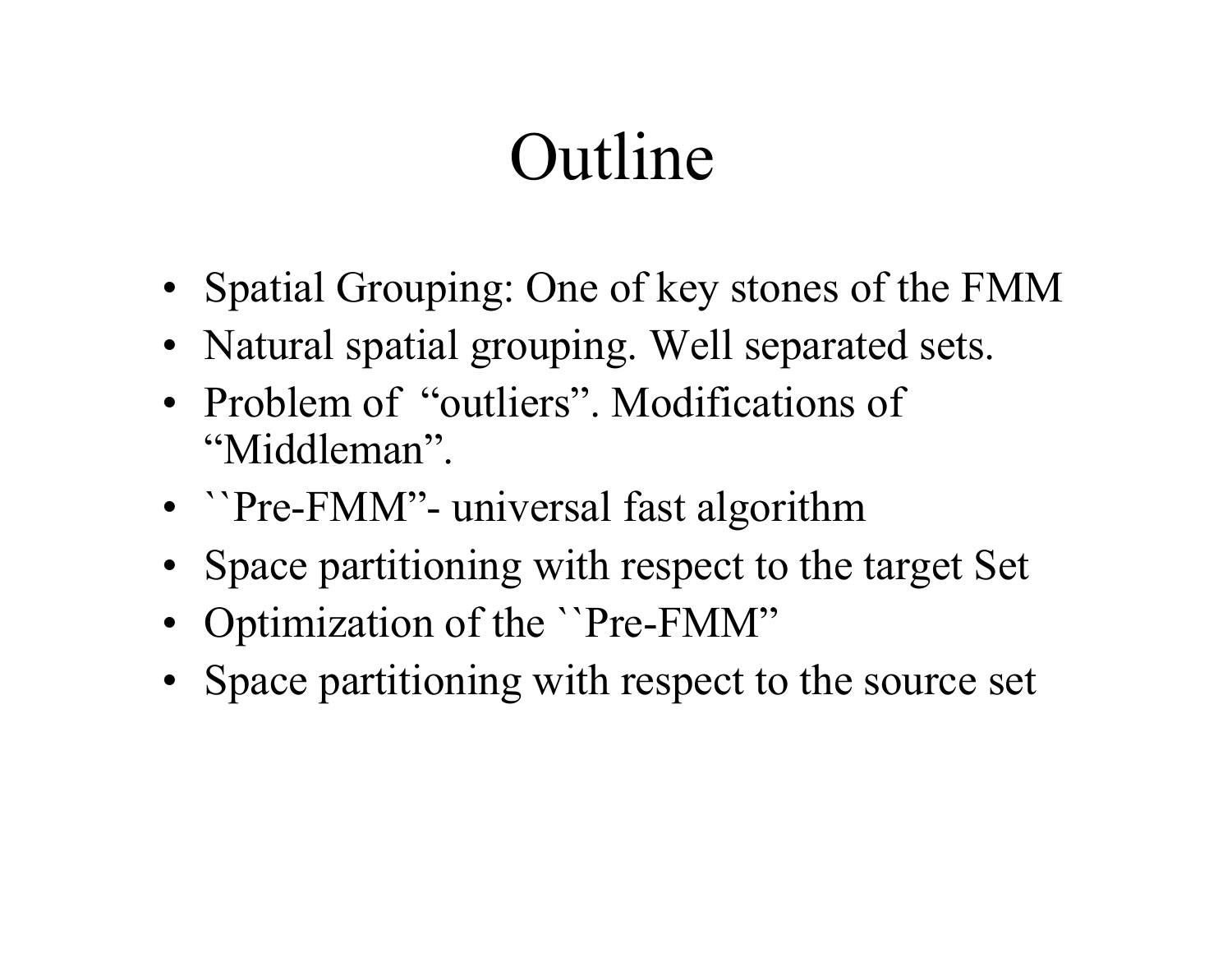# Outline

- Spatial Grouping: One of key stones of the FMM
- Natural spatial grouping. Well separated sets.
- Problem of "outliers". Modifications of "Middleman".
- ``Pre-FMM"- universal fast algorithm
- Space partitioning with respect to the target Set
- Optimization of the ``Pre-FMM"
- Space partitioning with respect to the source set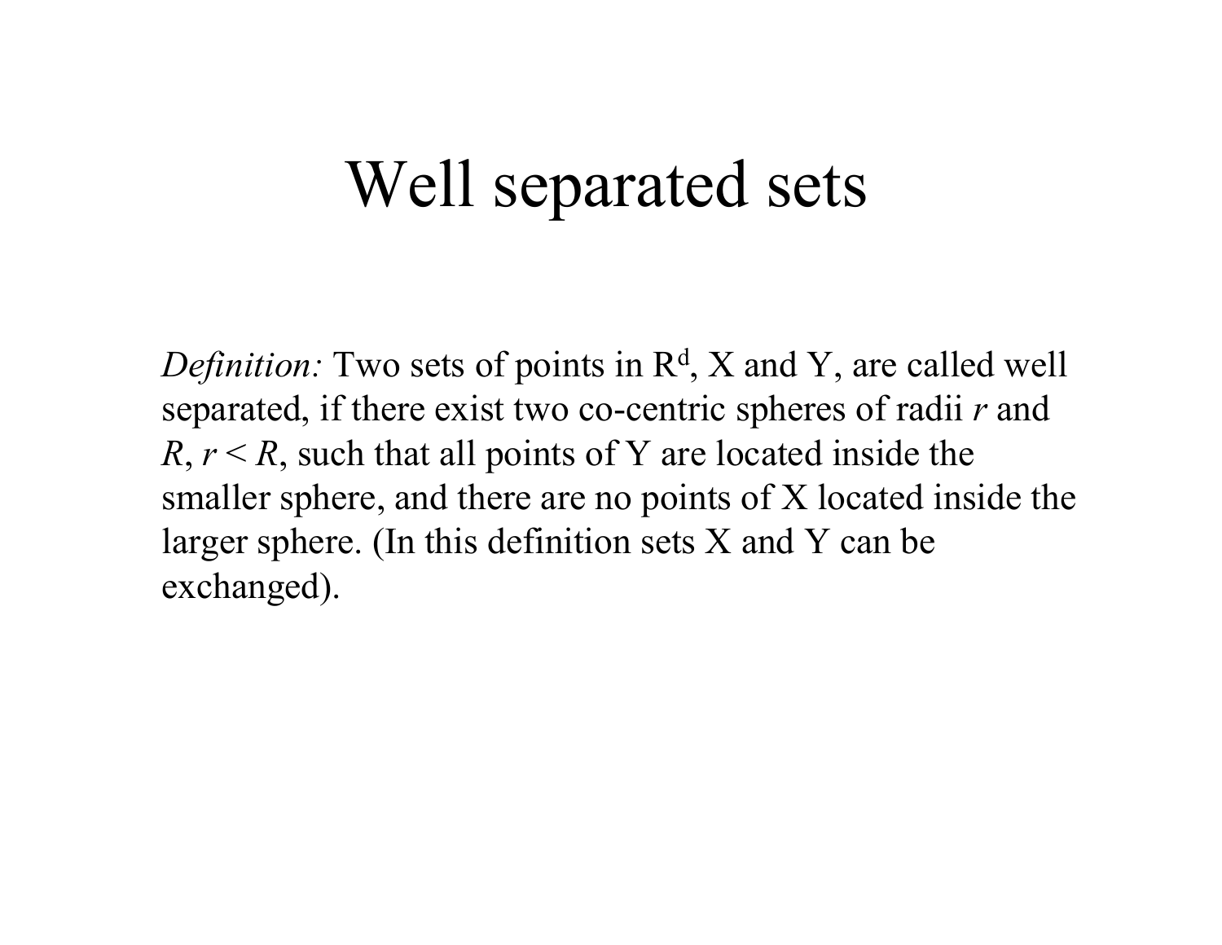# Well separated sets

*Definition:* Two sets of points in $R^d$, X and Y, are called well separated, if there exist two co-centric spheres of radii $r$ and $R$, $r < R$, such that all points of Y are located inside the smaller sphere, and there are no points of X located inside the larger sphere. (In this definition sets X and Y can be exchanged).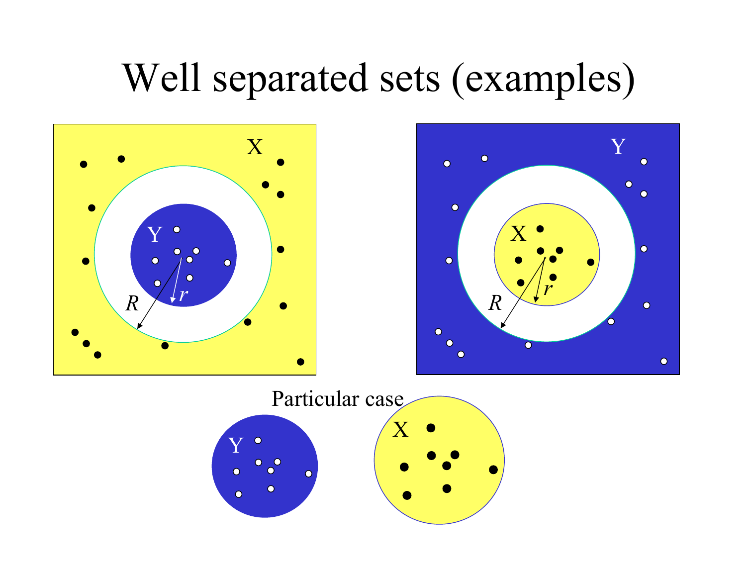# Well separated sets (examples)

X

Y

$R$

$r$

Y

X

$R$

$r$

Particular case

Y

X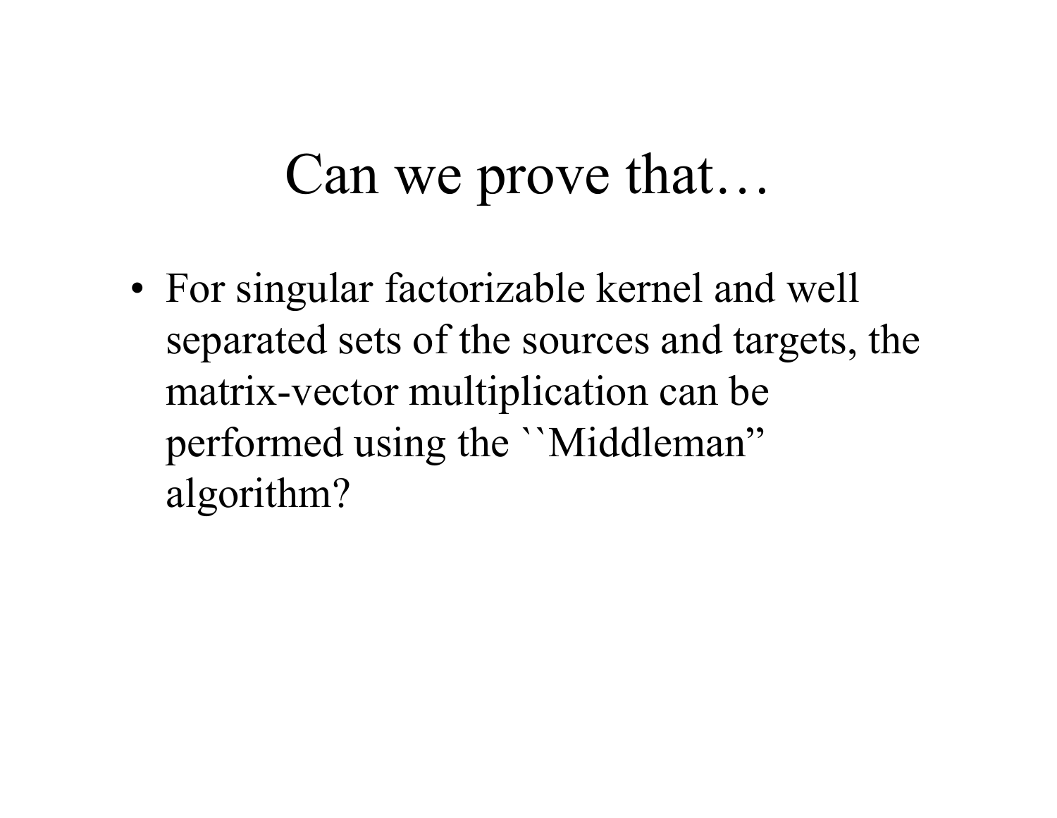# Can we prove that…

- For singular factorizable kernel and well separated sets of the sources and targets, the matrix-vector multiplication can be performed using the ``Middleman" algorithm?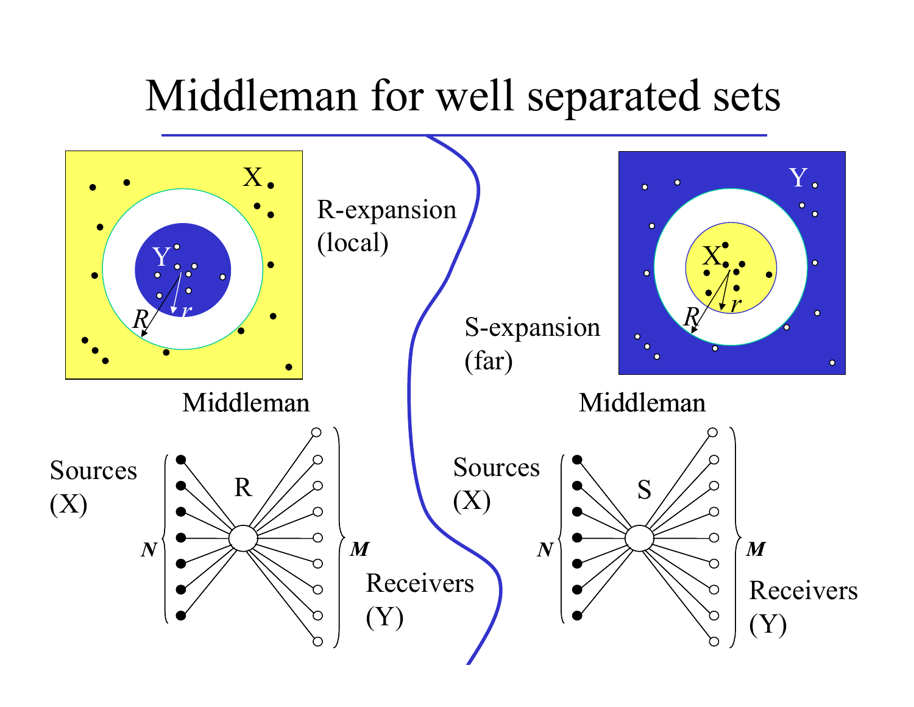# Middleman for well separated sets

X

Y

$R$

$r$

R-expansion (local)

Middleman

Sources (X)

R

$N$

$M$

Receivers (Y)

Y

X

$R$

$r$

S-expansion (far)

Middleman

Sources (X)

S

$N$

$M$

Receivers (Y)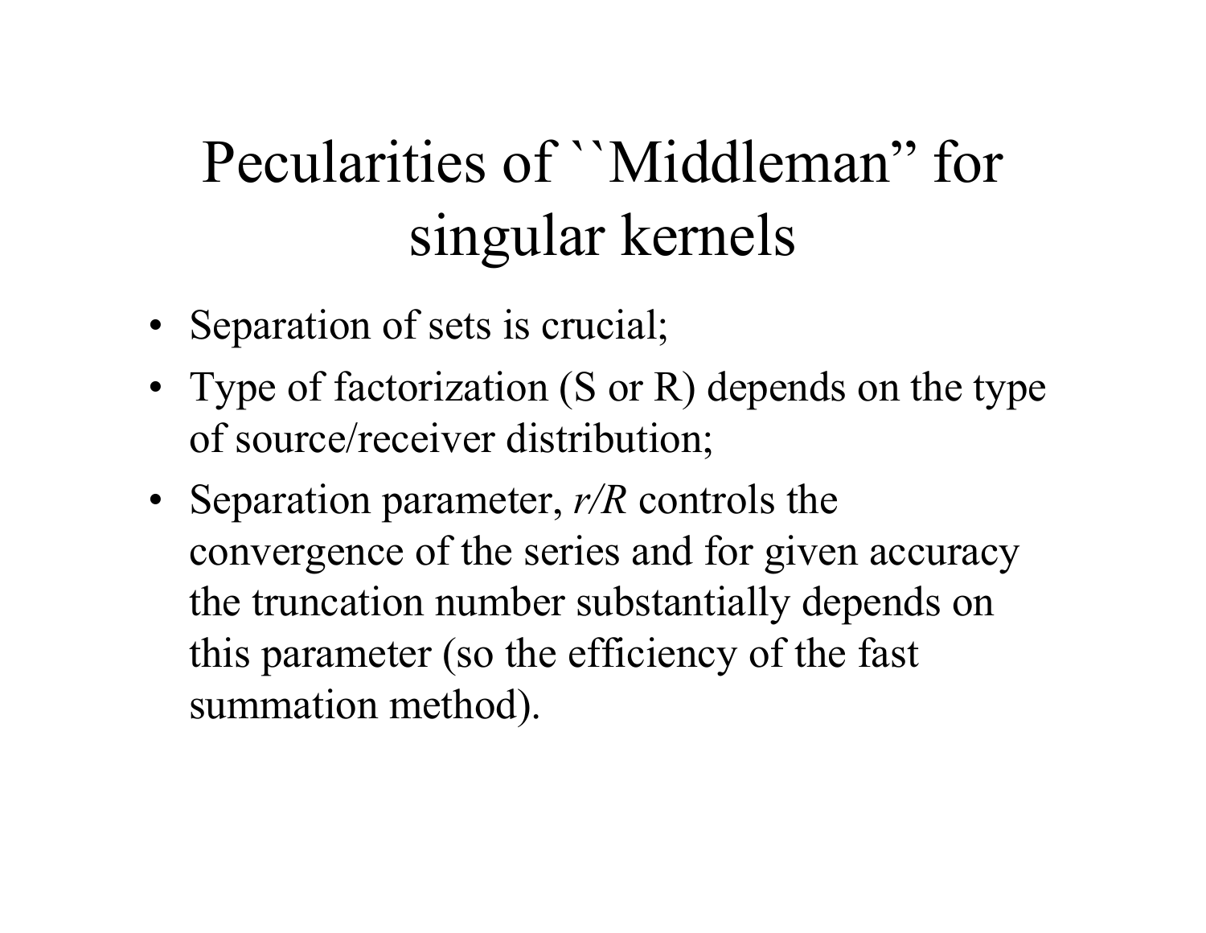# Pecularities of ``Middleman" for singular kernels

- Separation of sets is crucial;
- Type of factorization (S or R) depends on the type of source/receiver distribution;
- Separation parameter, $r/R$ controls the convergence of the series and for given accuracy the truncation number substantially depends on this parameter (so the efficiency of the fast summation method).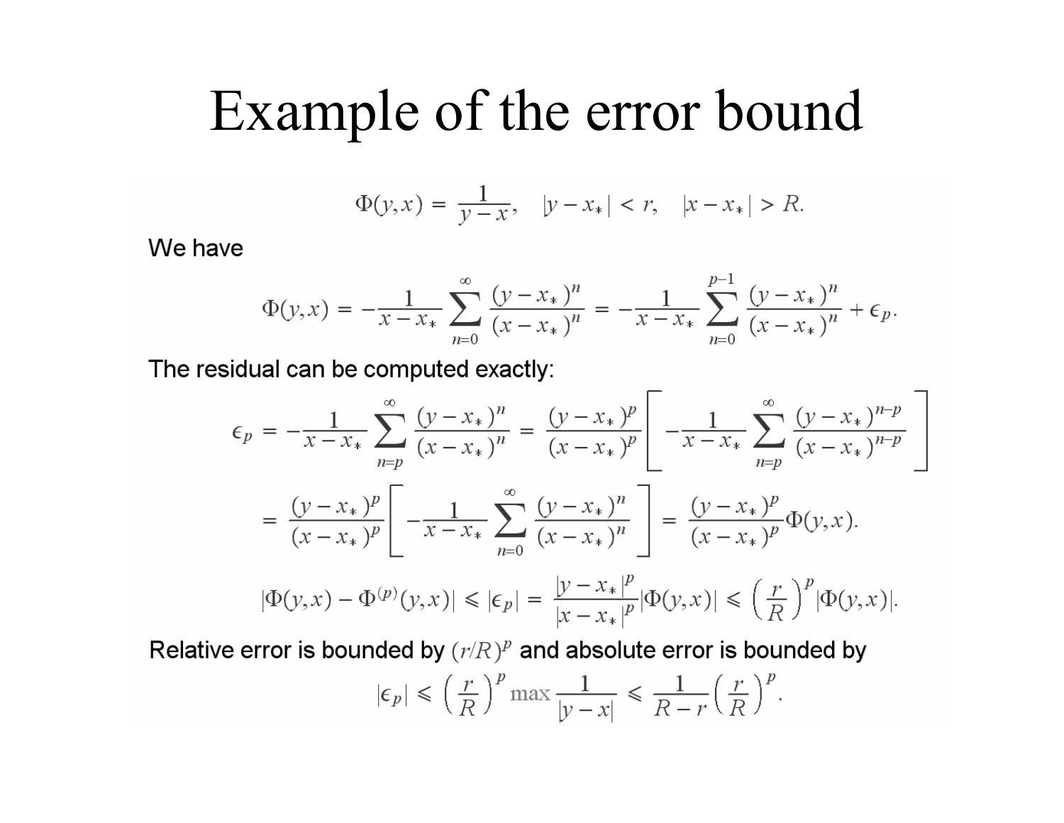# Example of the error bound

$$\Phi(y,x) = \frac{1}{y-x}, \quad |y - x_*| < r, \quad |x - x_*| > R.$$

We have

$$\Phi(y,x) = -\frac{1}{x-x_*}\sum_{n=0}^{\infty}\frac{(y-x_*)^n}{(x-x_*)^n} = -\frac{1}{x-x_*}\sum_{n=0}^{p-1}\frac{(y-x_*)^n}{(x-x_*)^n} + \epsilon_p.$$

The residual can be computed exactly:

$$\epsilon_p = -\frac{1}{x-x_*}\sum_{n=p}^{\infty}\frac{(y-x_*)^n}{(x-x_*)^n} = \frac{(y-x_*)^p}{(x-x_*)^p}\left[-\frac{1}{x-x_*}\sum_{n=p}^{\infty}\frac{(y-x_*)^{n-p}}{(x-x_*)^{n-p}}\right]$$

$$= \frac{(y-x_*)^p}{(x-x_*)^p}\left[-\frac{1}{x-x_*}\sum_{n=0}^{\infty}\frac{(y-x_*)^n}{(x-x_*)^n}\right] = \frac{(y-x_*)^p}{(x-x_*)^p}\Phi(y,x).$$

$$|\Phi(y,x) - \Phi^{(p)}(y,x)| \leqslant |\epsilon_p| = \frac{|y-x_*|^p}{|x-x_*|^p}|\Phi(y,x)| \leqslant \left(\frac{r}{R}\right)^p|\Phi(y,x)|.$$

Relative error is bounded by $(r/R)^p$ and absolute error is bounded by

$$|\epsilon_p| \leqslant \left(\frac{r}{R}\right)^p \max\frac{1}{|y-x|} \leqslant \frac{1}{R-r}\left(\frac{r}{R}\right)^p.$$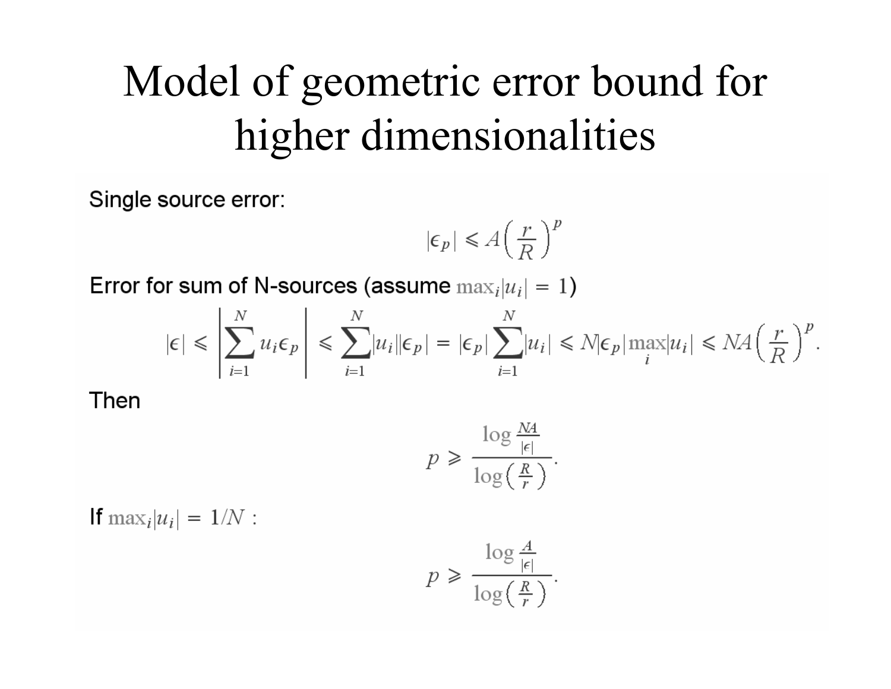# Model of geometric error bound for higher dimensionalities

Single source error:

$$|\epsilon_p| \leqslant A\left(\frac{r}{R}\right)^p$$

Error for sum of N-sources (assume $\max_i|u_i| = 1$)

$$|\epsilon| \leqslant \left|\sum_{i=1}^{N} u_i \epsilon_p\right| \leqslant \sum_{i=1}^{N}|u_i||\epsilon_p| = |\epsilon_p|\sum_{i=1}^{N}|u_i| \leqslant N|\epsilon_p|\max_i|u_i| \leqslant NA\left(\frac{r}{R}\right)^p.$$

Then

$$p \geqslant \frac{\log \frac{NA}{|\epsilon|}}{\log\left(\frac{R}{r}\right)}.$$

If $\max_i|u_i| = 1/N$ :

$$p \geqslant \frac{\log \frac{A}{|\epsilon|}}{\log\left(\frac{R}{r}\right)}.$$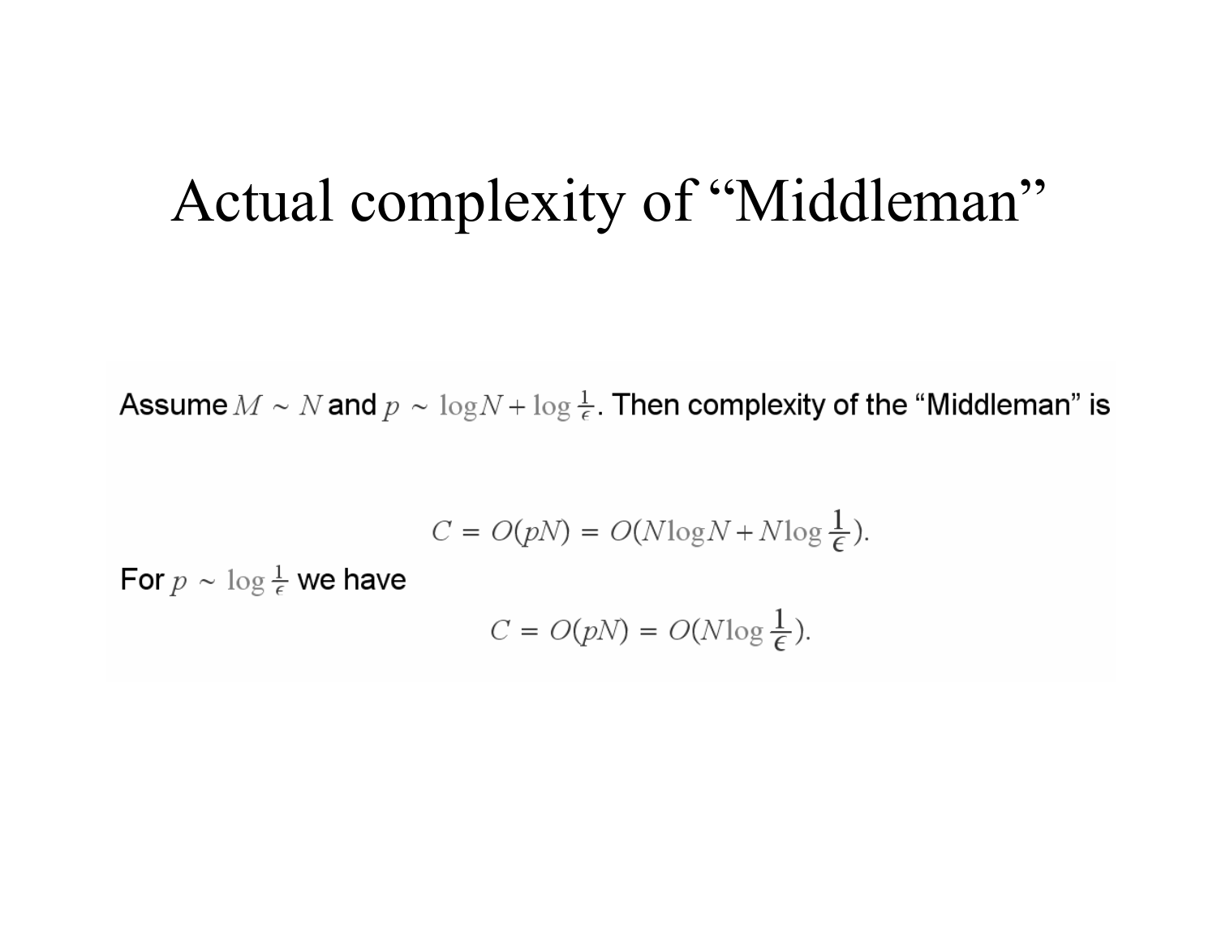# Actual complexity of "Middleman"

Assume $M \sim N$ and $p \sim \log N + \log \frac{1}{\epsilon}$. Then complexity of the "Middleman" is

$$C = O(pN) = O(N \log N + N \log \frac{1}{\epsilon}).$$

For $p \sim \log \frac{1}{\epsilon}$ we have

$$C = O(pN) = O(N \log \frac{1}{\epsilon}).$$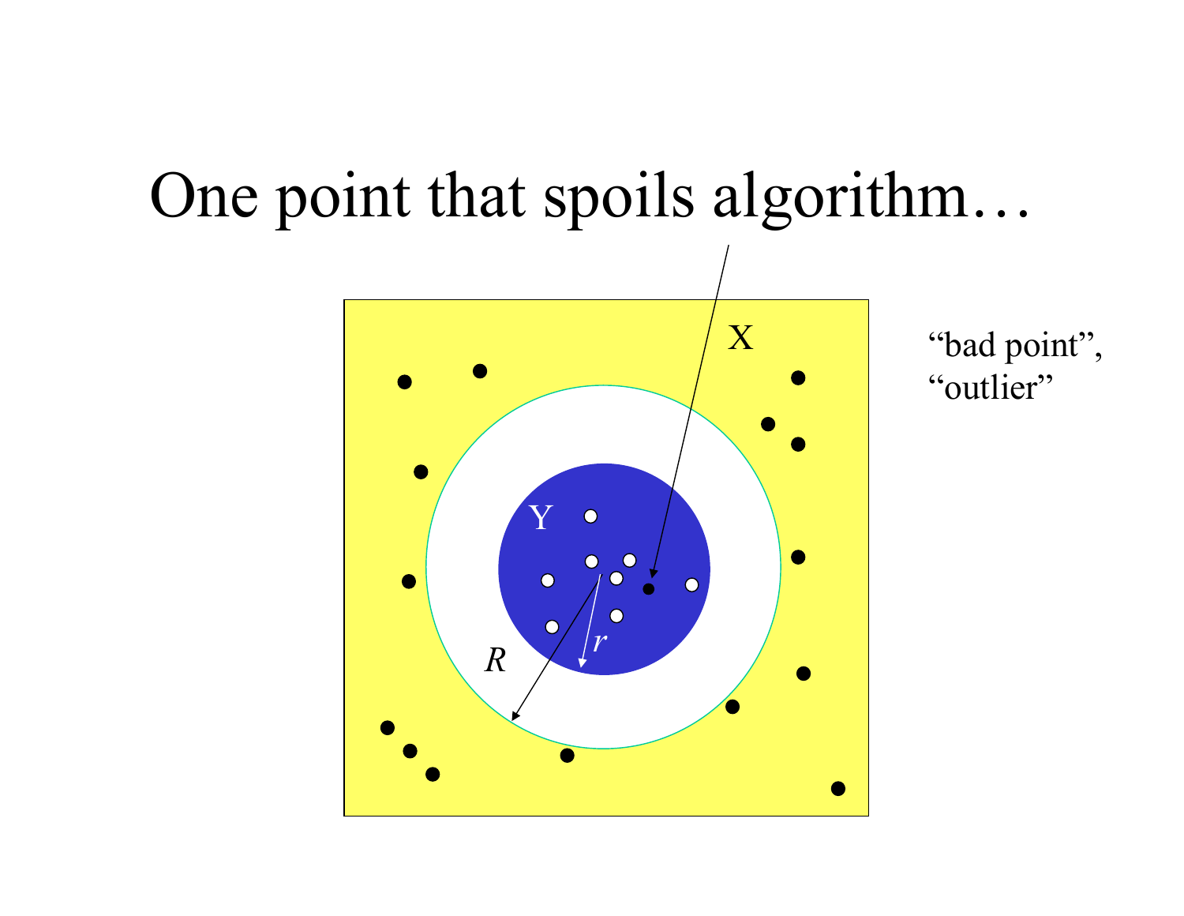# One point that spoils algorithm…

X

Y

$r$

$R$

"bad point", "outlier"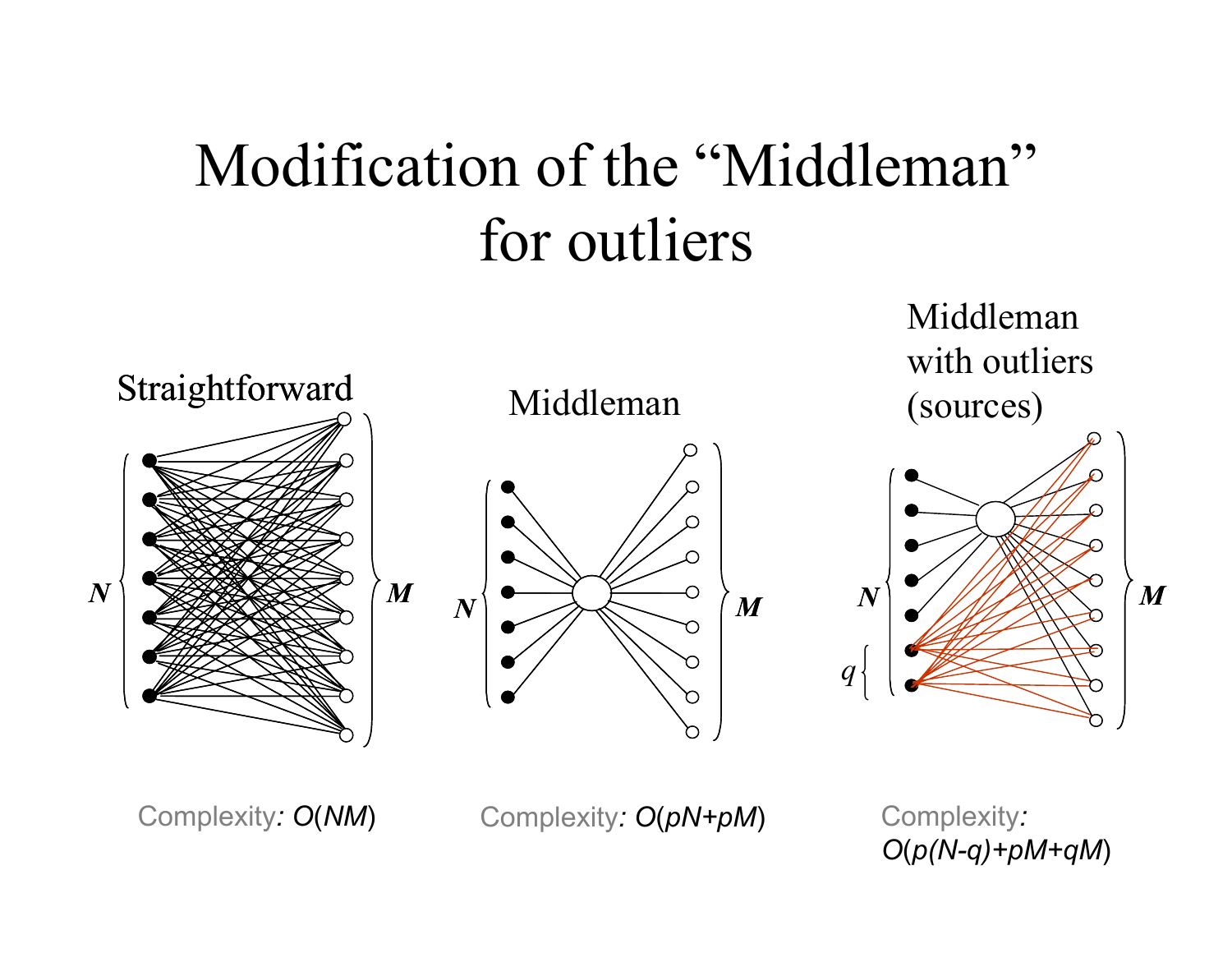# Modification of the "Middleman" for outliers

**Straightforward**

$N$ $M$

Complexity: $O(NM)$

**Middleman**

$N$ $M$

Complexity: $O(pN+pM)$

**Middleman with outliers (sources)**

$N$ $q$ $M$

Complexity: $O(p(N\text{-}q)+pM+qM)$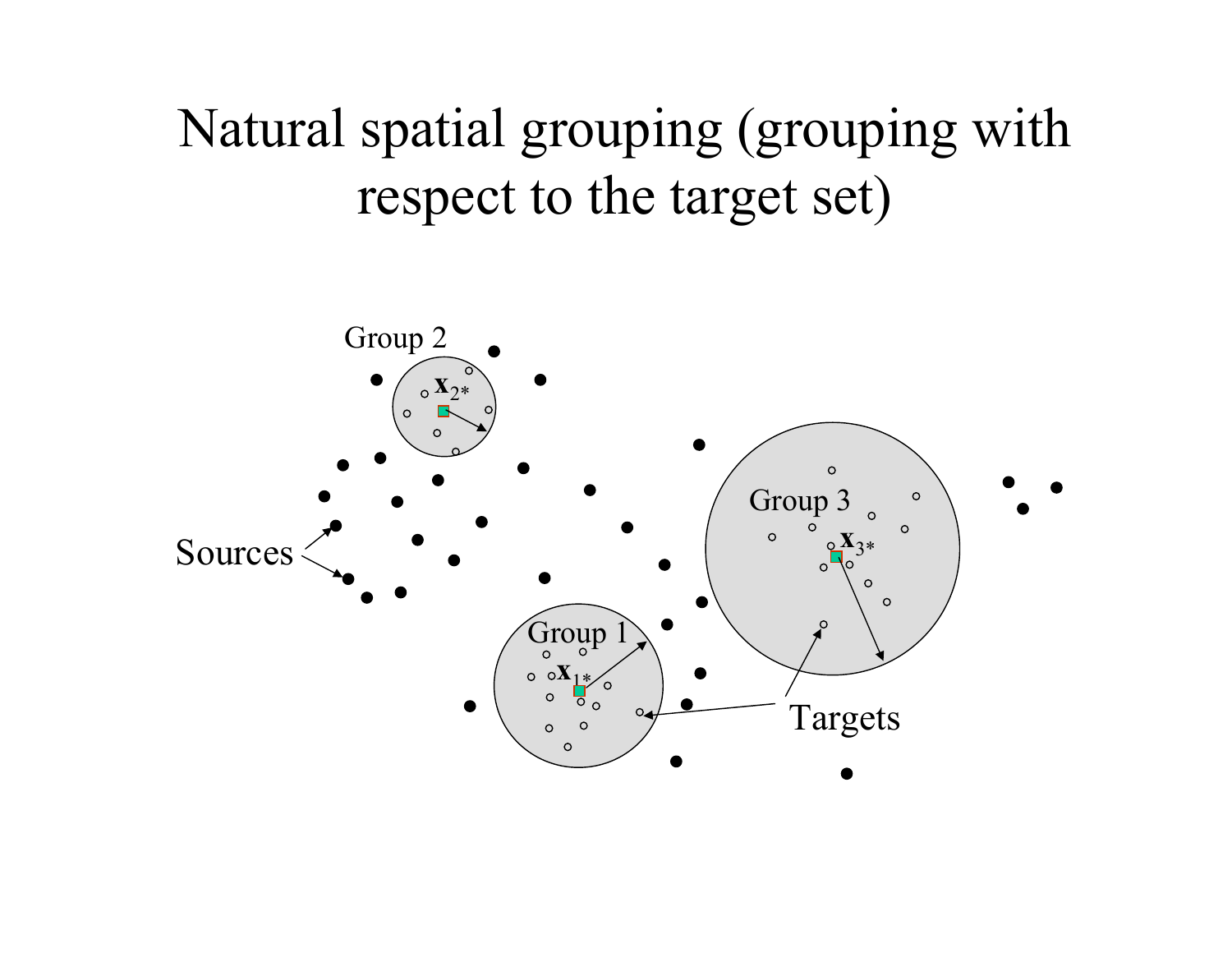# Natural spatial grouping (grouping with respect to the target set)

Group 2

$\mathbf{x}_{2^*}$

Group 3

$\mathbf{x}_{3^*}$

Sources

Group 1

$\mathbf{x}_{1^*}$

Targets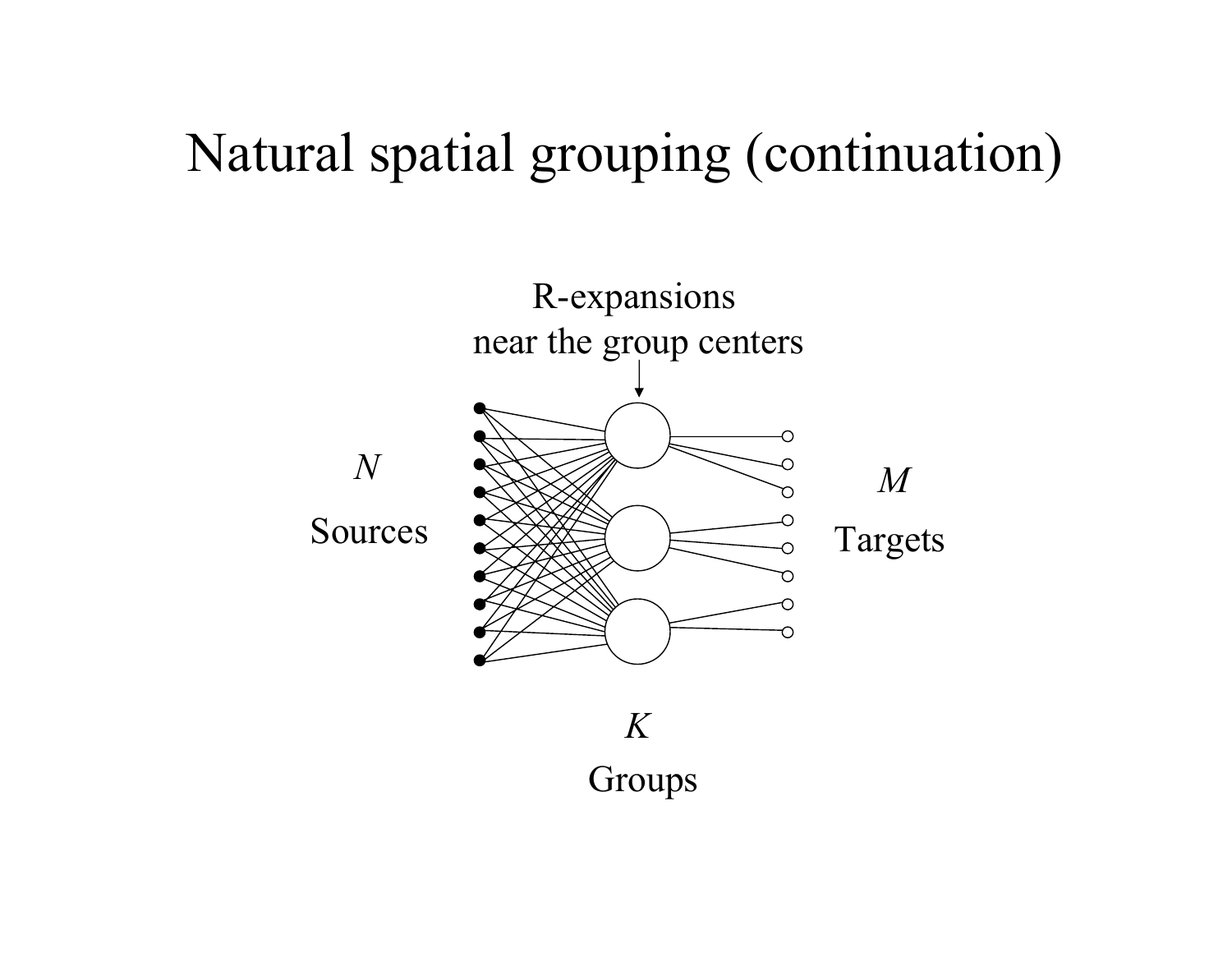# Natural spatial grouping (continuation)

R-expansions near the group centers

$N$

Sources

$M$

Targets

$K$

Groups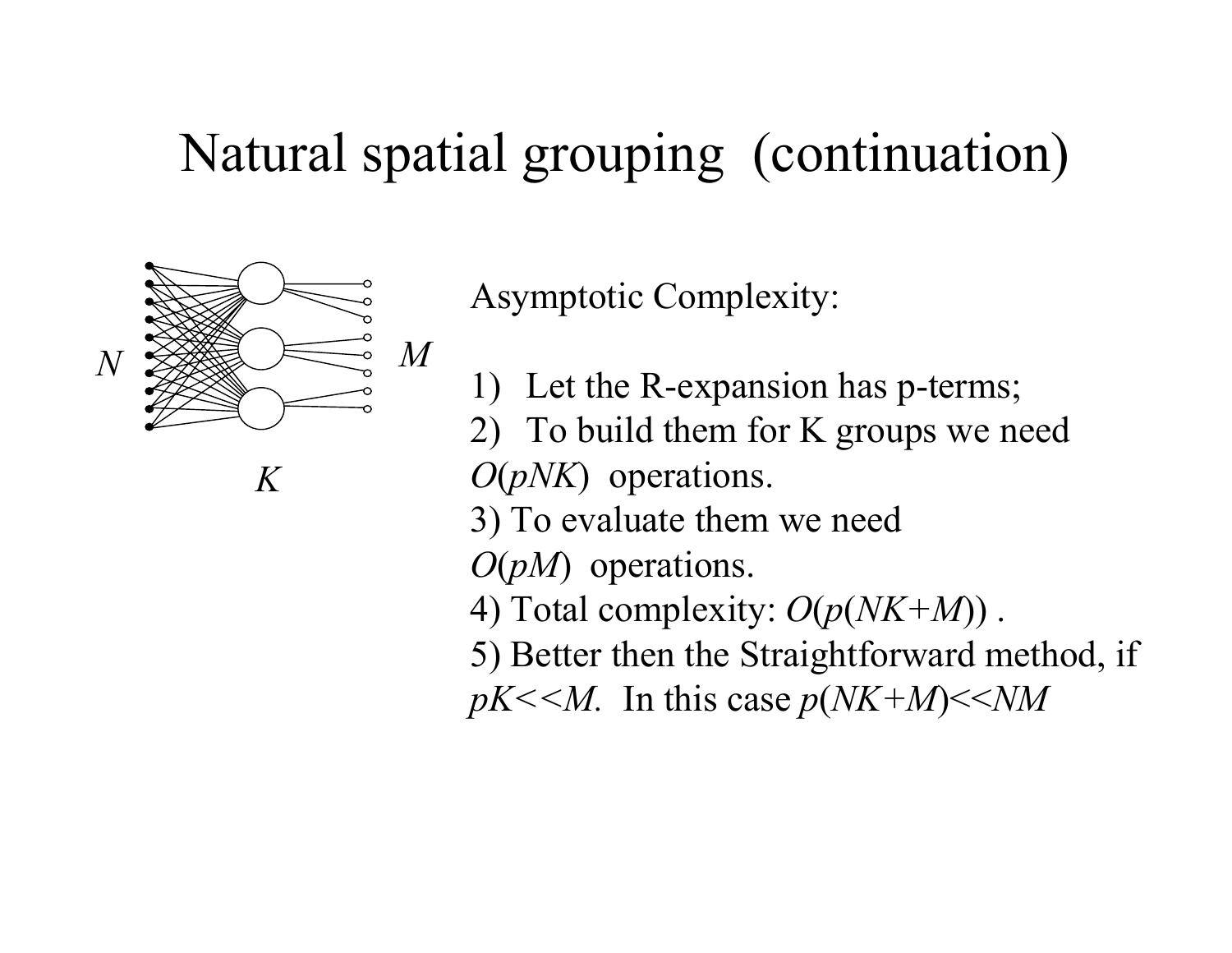# Natural spatial grouping (continuation)

Asymptotic Complexity:

1) Let the R-expansion has p-terms;
2) To build them for K groups we need $O(pNK)$ operations.
3) To evaluate them we need $O(pM)$ operations.
4) Total complexity: $O(p(NK+M))$ .
5) Better then the Straightforward method, if $pK<<M$. In this case $p(NK+M)<<NM$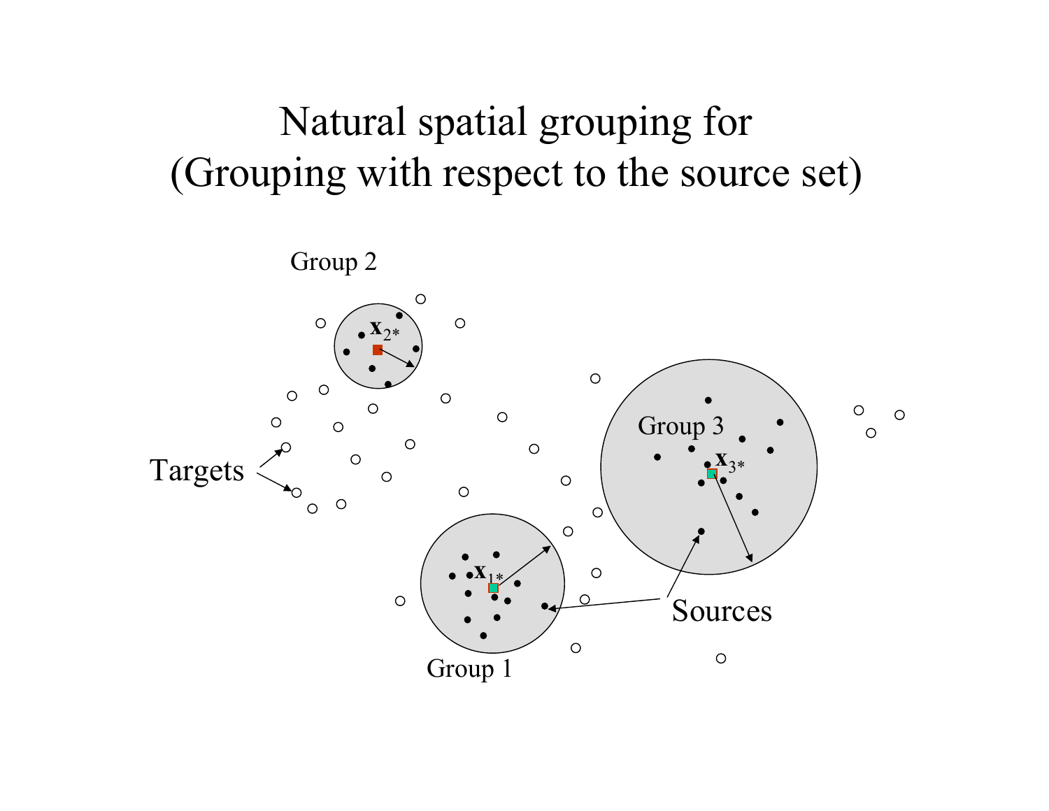# Natural spatial grouping for (Grouping with respect to the source set)

Group 2

$\mathbf{x}_{2*}$

Group 3

$\mathbf{x}_{3*}$

Targets

$\mathbf{x}_{1*}$

Sources

Group 1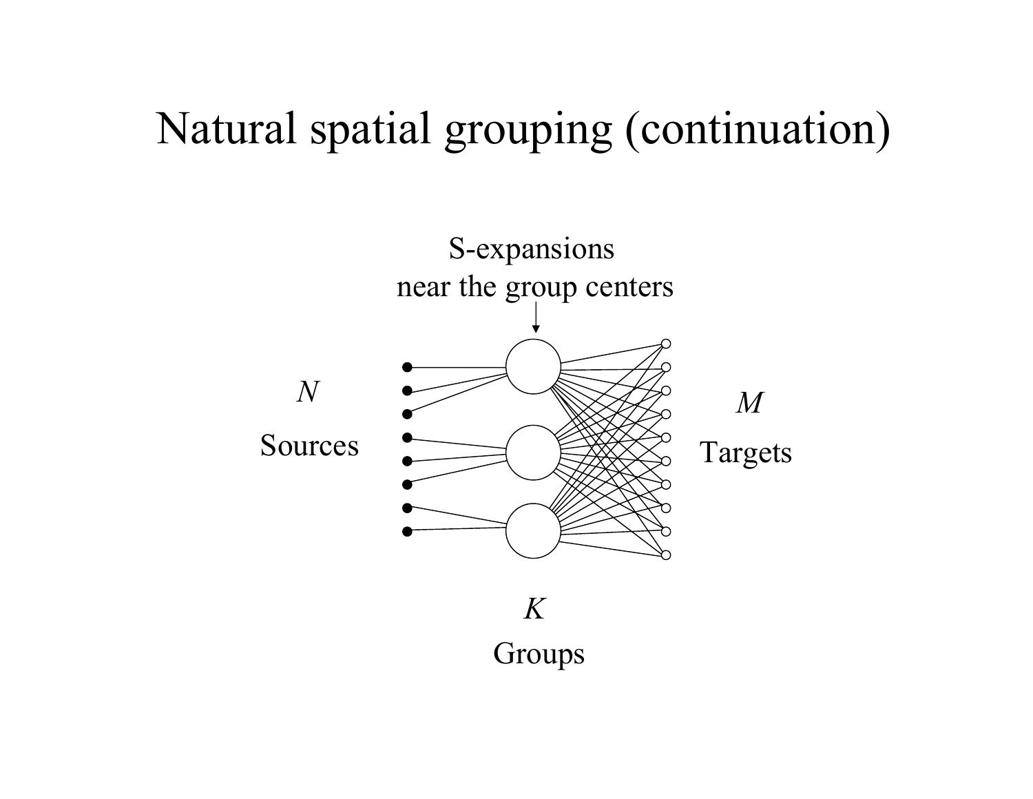# Natural spatial grouping (continuation)

S-expansions near the group centers

$N$

Sources

$M$

Targets

$K$

Groups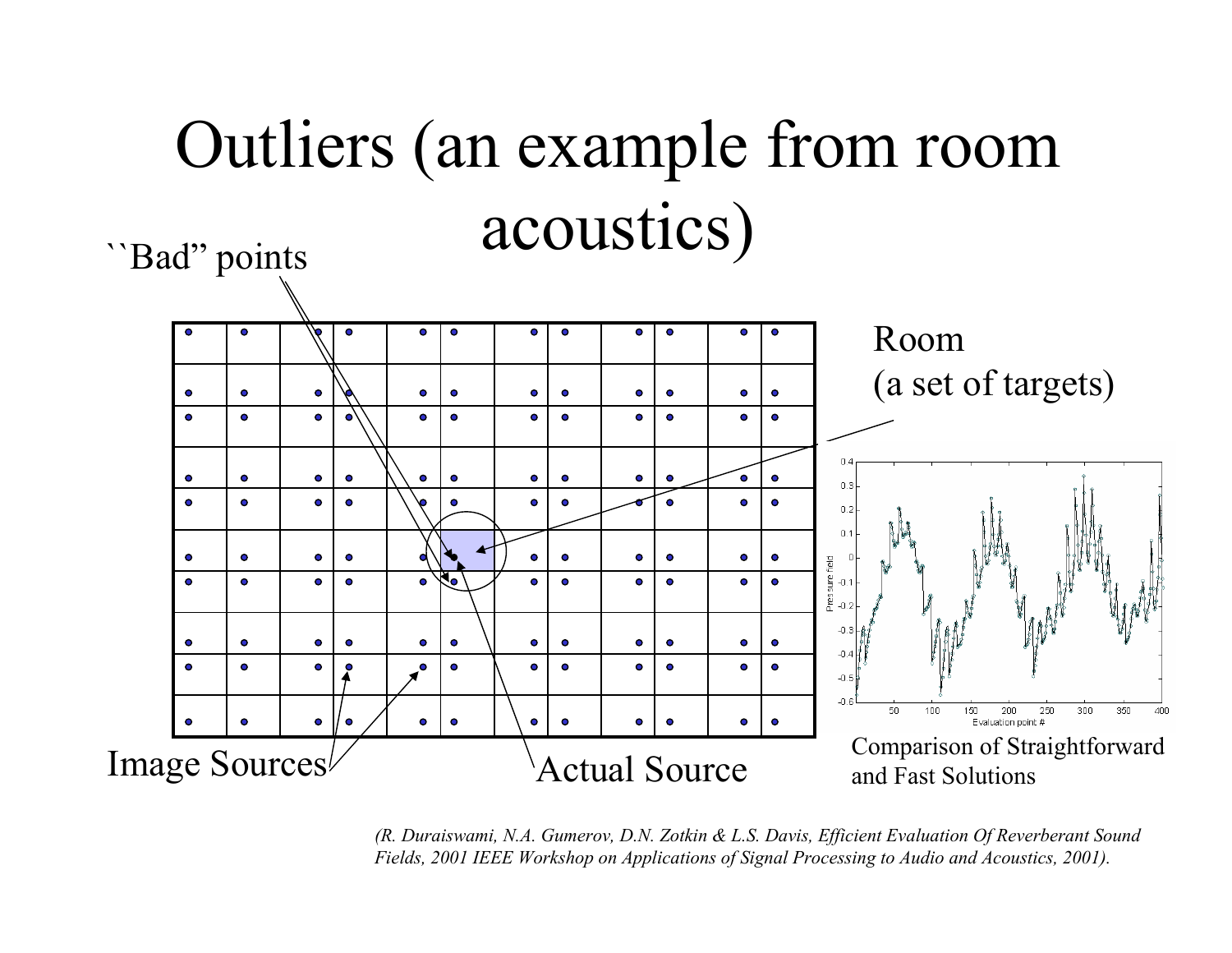# Outliers (an example from room acoustics)

``Bad" points

Room
(a set of targets)

Image Sources

Actual Source

Comparison of Straightforward and Fast Solutions

*(R. Duraiswami, N.A. Gumerov, D.N. Zotkin & L.S. Davis, Efficient Evaluation Of Reverberant Sound Fields, 2001 IEEE Workshop on Applications of Signal Processing to Audio and Acoustics, 2001).*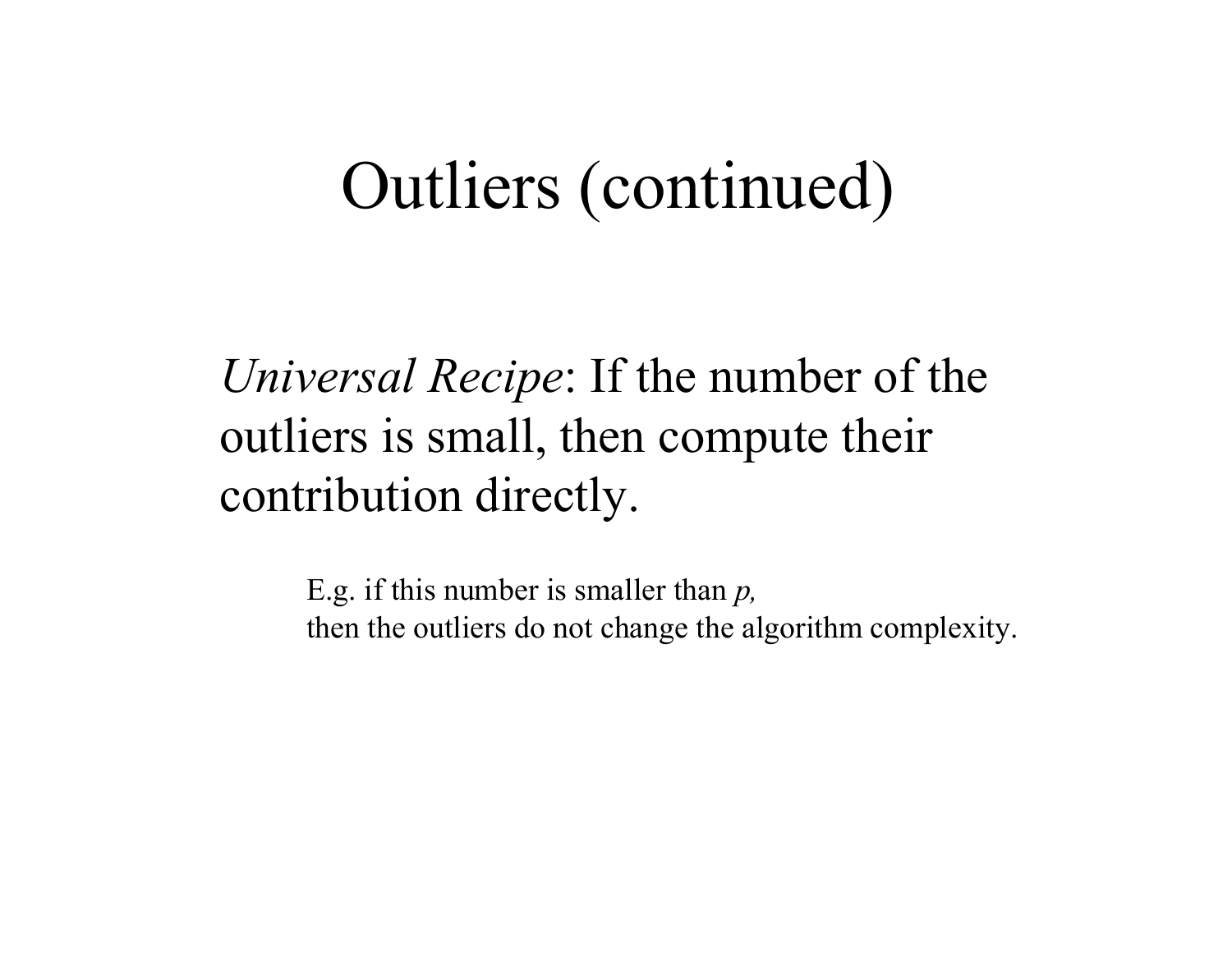# Outliers (continued)

*Universal Recipe*: If the number of the outliers is small, then compute their contribution directly.

E.g. if this number is smaller than $p$,
then the outliers do not change the algorithm complexity.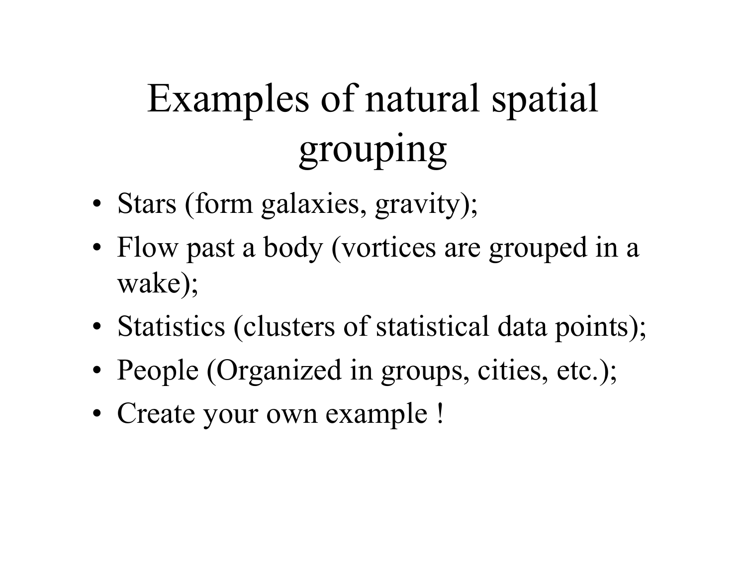# Examples of natural spatial grouping

- Stars (form galaxies, gravity);
- Flow past a body (vortices are grouped in a wake);
- Statistics (clusters of statistical data points);
- People (Organized in groups, cities, etc.);
- Create your own example !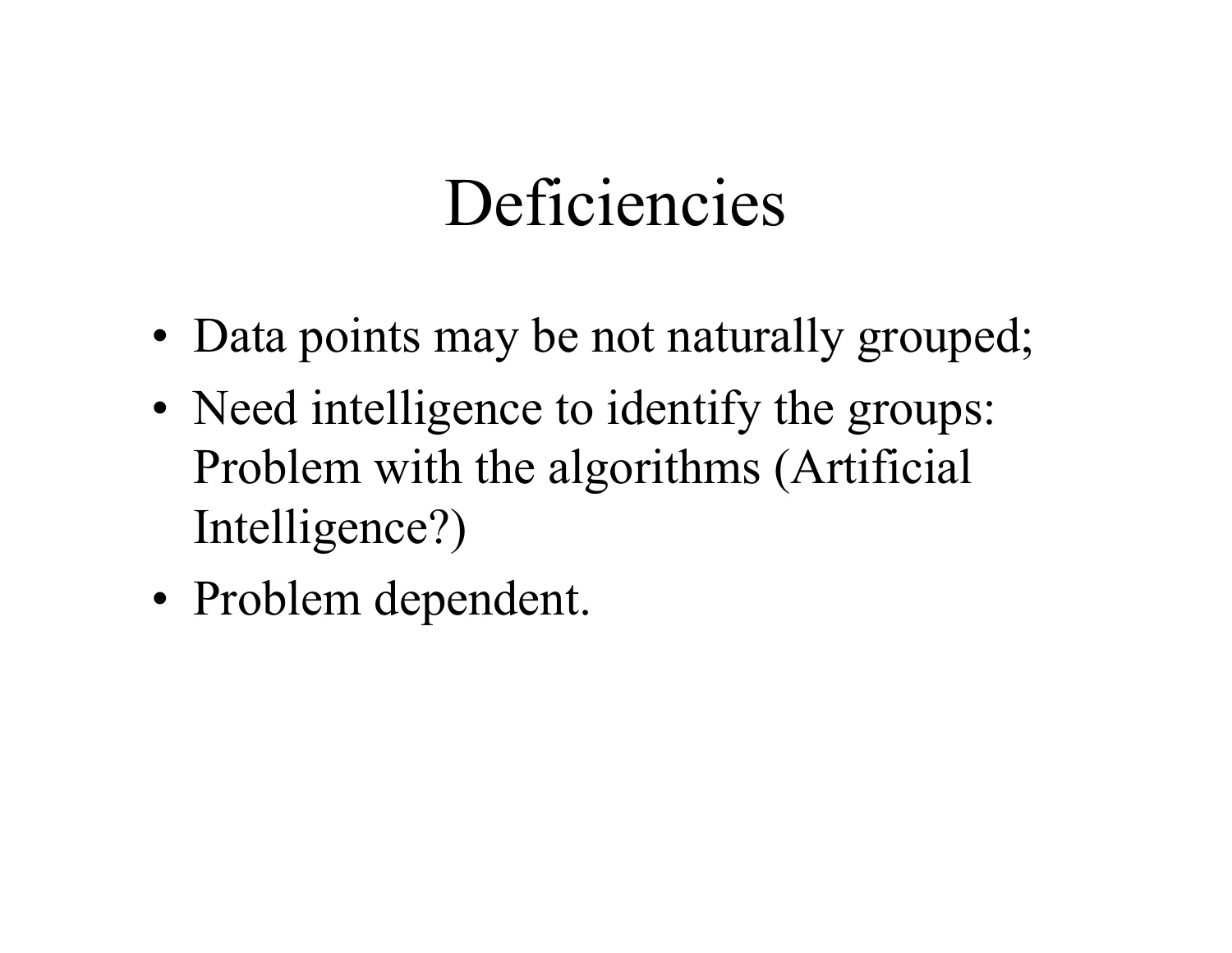# Deficiencies

- Data points may be not naturally grouped;
- Need intelligence to identify the groups: Problem with the algorithms (Artificial Intelligence?)
- Problem dependent.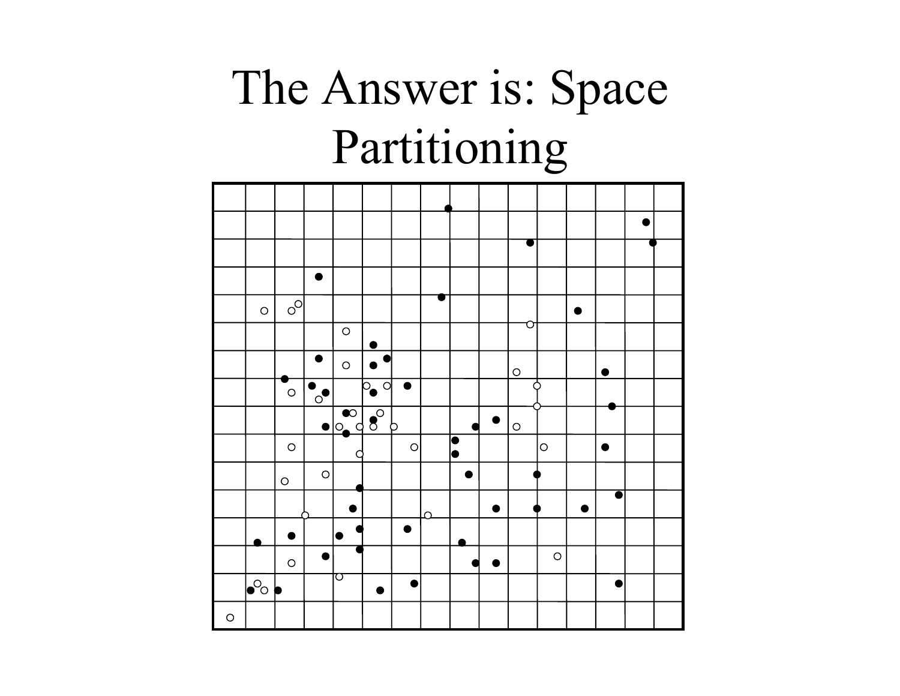# The Answer is: Space Partitioning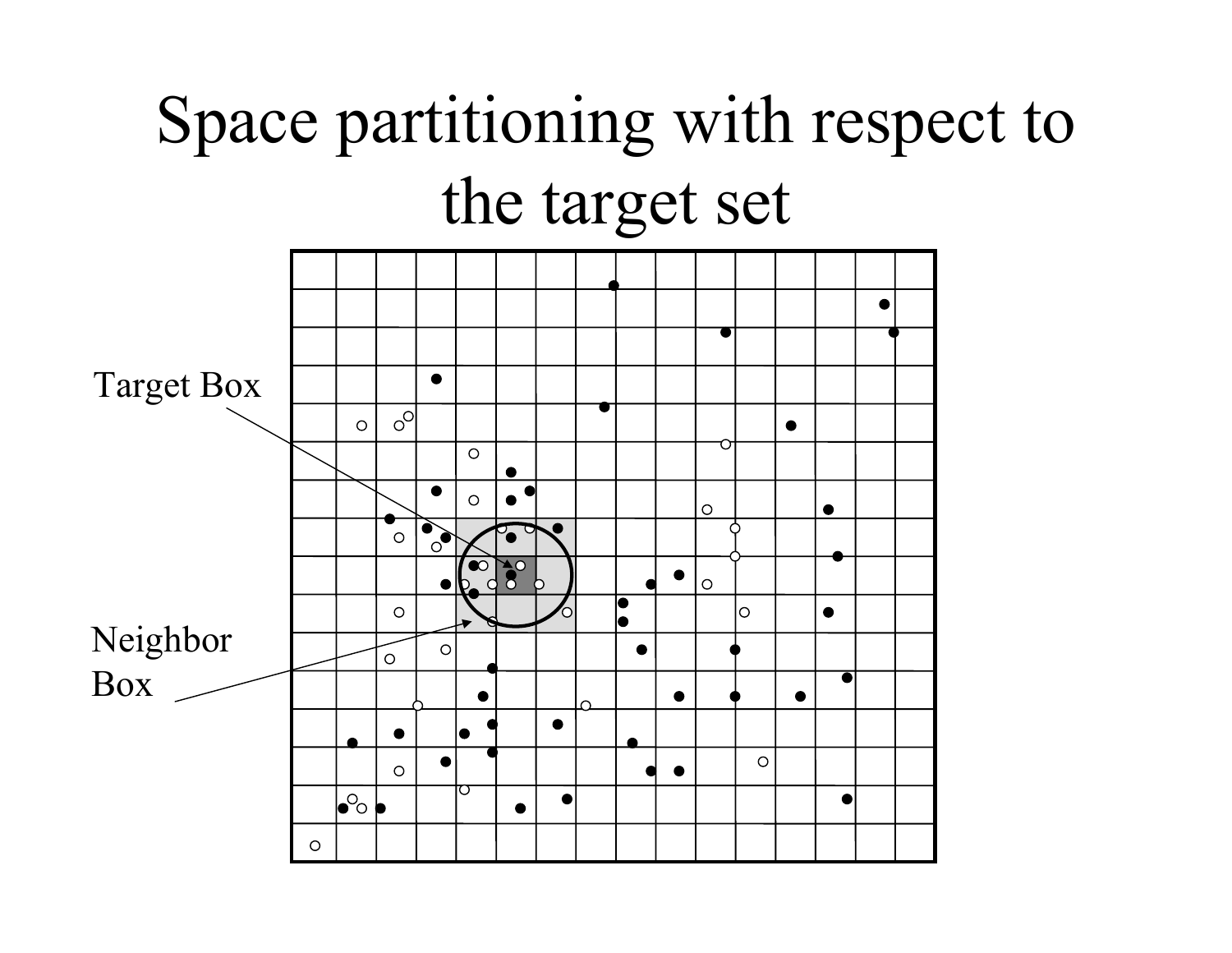# Space partitioning with respect to the target set

Target Box

Neighbor Box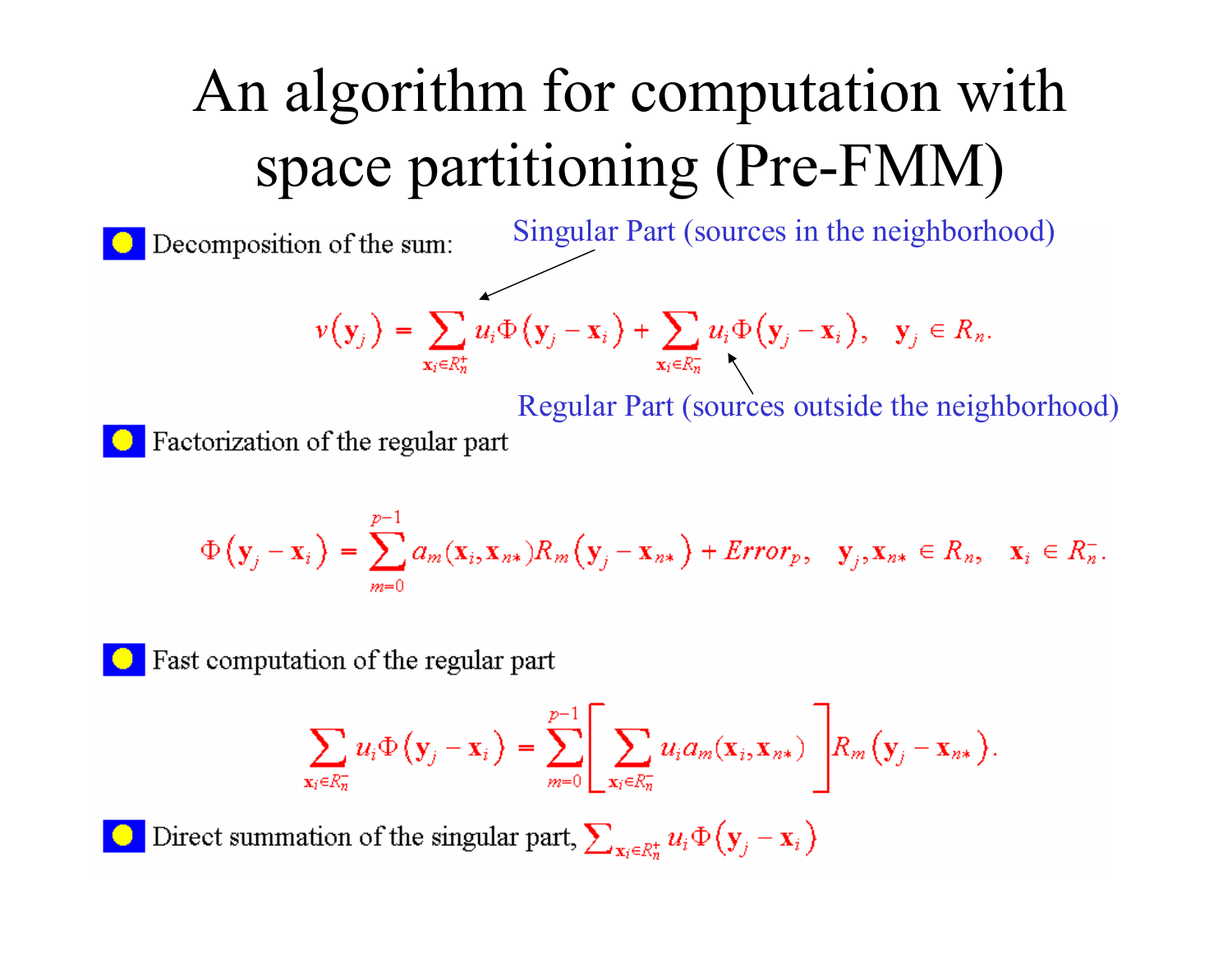# An algorithm for computation with space partitioning (Pre-FMM)

- Decomposition of the sum:

Singular Part (sources in the neighborhood)

$$v(\mathbf{y}_j) = \sum_{\mathbf{x}_i \in R_n^+} u_i \Phi(\mathbf{y}_j - \mathbf{x}_i) + \sum_{\mathbf{x}_i \in R_n^-} u_i \Phi(\mathbf{y}_j - \mathbf{x}_i), \quad \mathbf{y}_j \in R_n.$$

Regular Part (sources outside the neighborhood)

- Factorization of the regular part

$$\Phi(\mathbf{y}_j - \mathbf{x}_i) = \sum_{m=0}^{p-1} a_m(\mathbf{x}_i, \mathbf{x}_{n*}) R_m(\mathbf{y}_j - \mathbf{x}_{n*}) + Error_p, \quad \mathbf{y}_j, \mathbf{x}_{n*} \in R_n, \quad \mathbf{x}_i \in R_n^-.$$

- Fast computation of the regular part

$$\sum_{\mathbf{x}_i \in R_n^-} u_i \Phi(\mathbf{y}_j - \mathbf{x}_i) = \sum_{m=0}^{p-1} \left[ \sum_{\mathbf{x}_i \in R_n^-} u_i a_m(\mathbf{x}_i, \mathbf{x}_{n*}) \right] R_m(\mathbf{y}_j - \mathbf{x}_{n*}).$$

- Direct summation of the singular part, $\sum_{\mathbf{x}_i \in R_n^+} u_i \Phi(\mathbf{y}_j - \mathbf{x}_i)$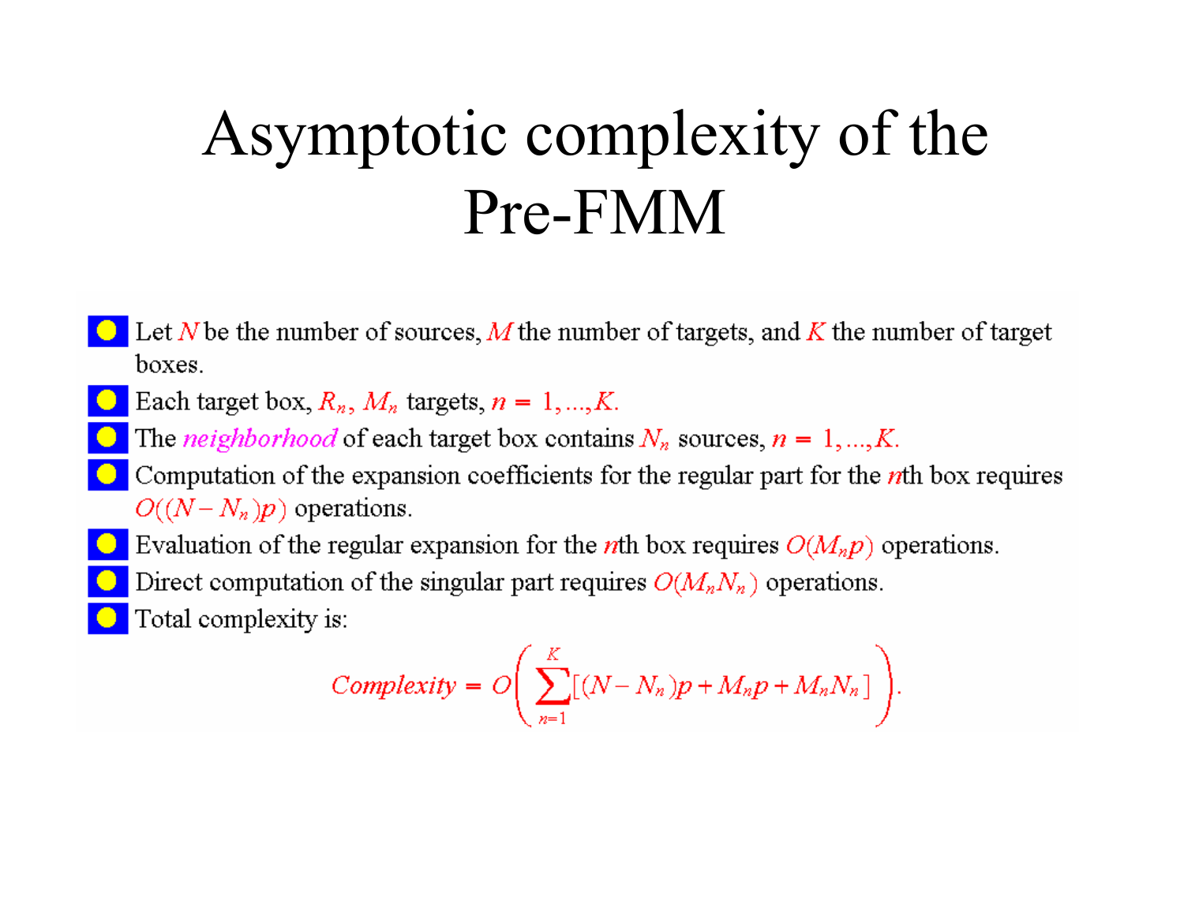# Asymptotic complexity of the Pre-FMM

- Let $N$ be the number of sources, $M$ the number of targets, and $K$ the number of target boxes.
- Each target box, $R_n$, $M_n$ targets, $n = 1,\ldots,K.$
- The *neighborhood* of each target box contains $N_n$ sources, $n = 1,\ldots,K.$
- Computation of the expansion coefficients for the regular part for the $n$th box requires $O((N-N_n)p)$ operations.
- Evaluation of the regular expansion for the $n$th box requires $O(M_n p)$ operations.
- Direct computation of the singular part requires $O(M_n N_n)$ operations.
- Total complexity is:

$$\mathit{Complexity} = O\left(\sum_{n=1}^{K}[(N-N_n)p + M_n p + M_n N_n]\right).$$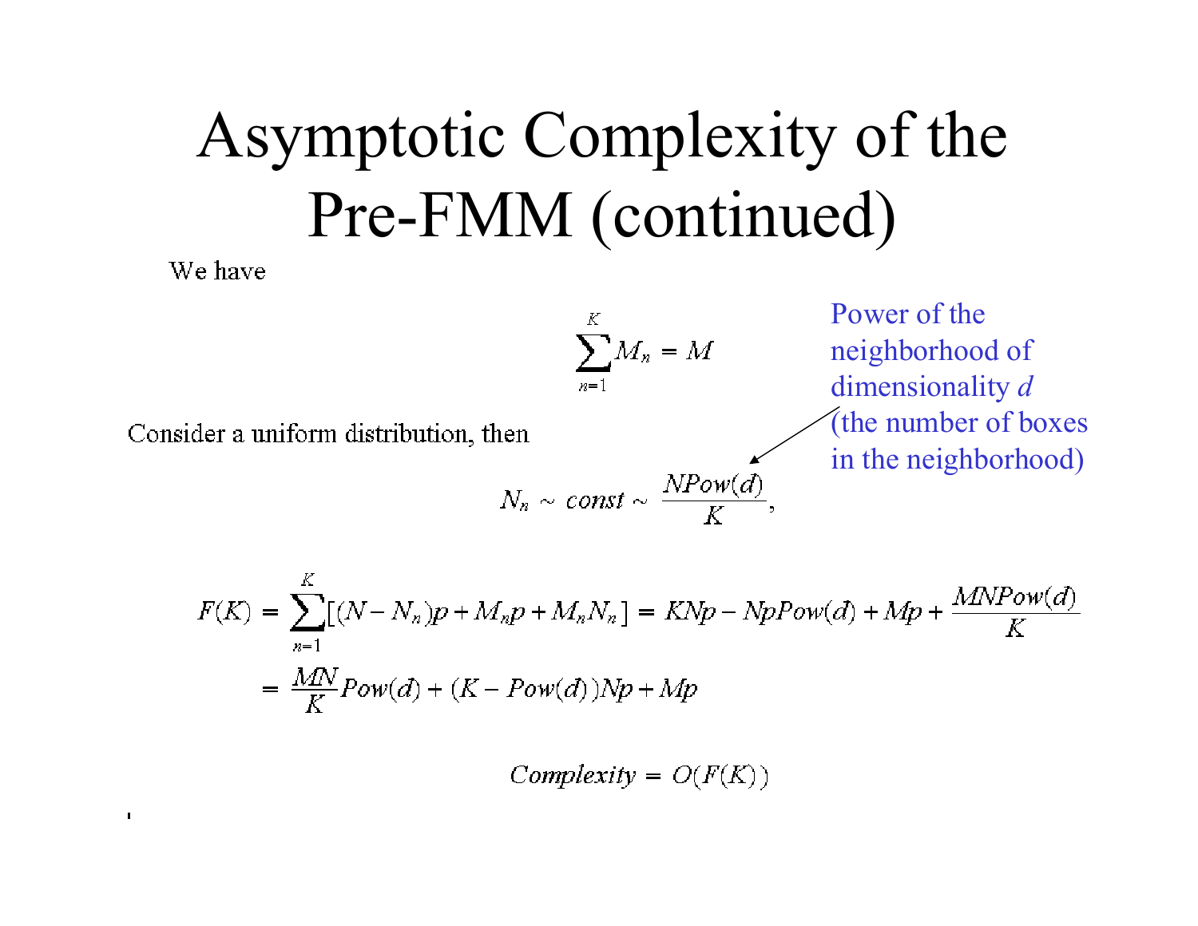# Asymptotic Complexity of the Pre-FMM (continued)

We have

$$\sum_{n=1}^{K} M_n = M$$

Consider a uniform distribution, then

$$N_n \sim const \sim \frac{NPow(d)}{K},$$

Power of the neighborhood of dimensionality $d$ (the number of boxes in the neighborhood)

$$F(K) = \sum_{n=1}^{K}[(N - N_n)p + M_n p + M_n N_n] = KNp - NpPow(d) + Mp + \frac{MNPow(d)}{K}$$

$$= \frac{MN}{K}Pow(d) + (K - Pow(d))Np + Mp$$

$$Complexity = O(F(K))$$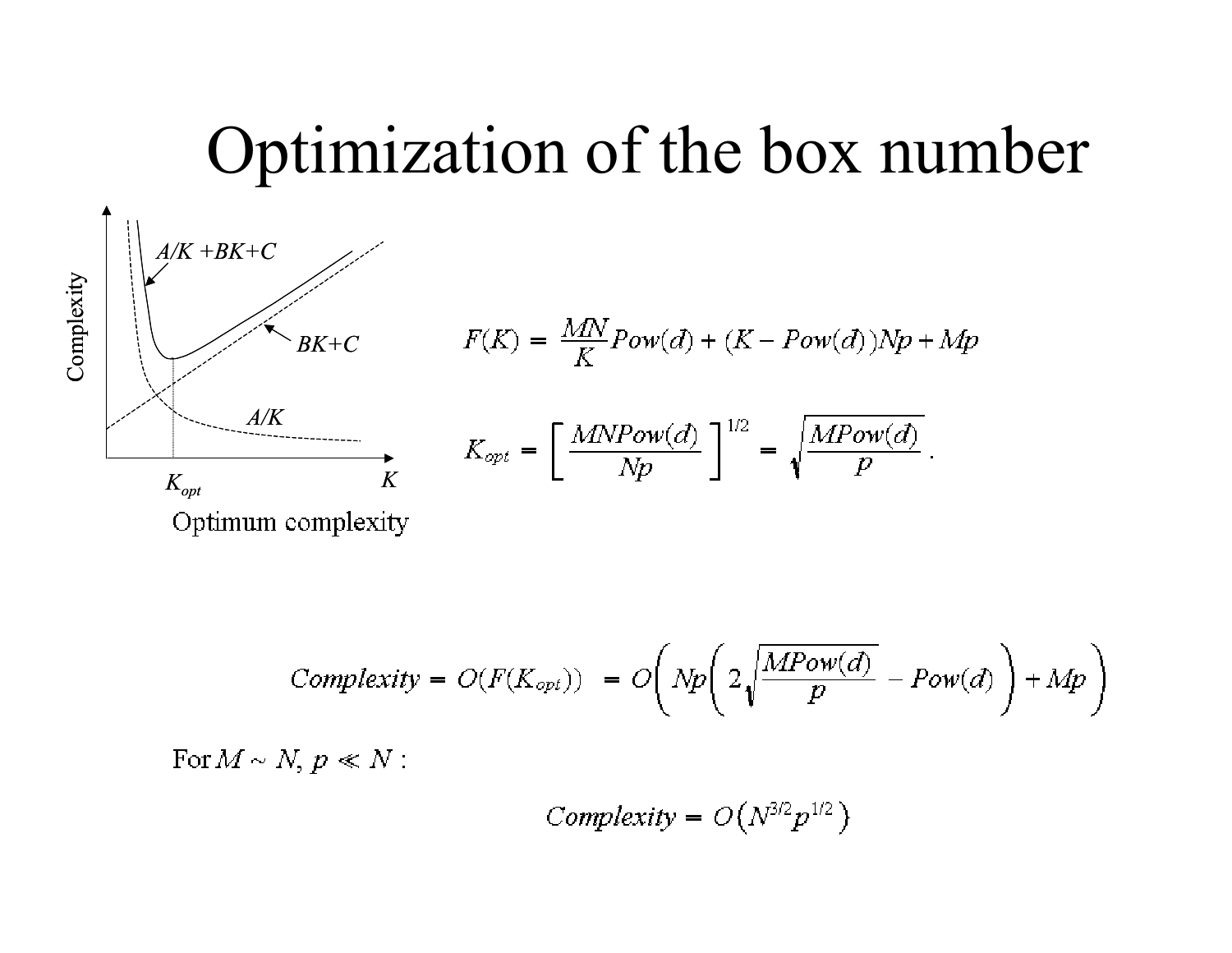# Optimization of the box number

Optimum complexity

$$F(K) = \frac{MN}{K}Pow(d) + (K - Pow(d))Np + Mp$$

$$K_{opt} = \left[\frac{MNPow(d)}{Np}\right]^{1/2} = \sqrt{\frac{MPow(d)}{p}}\,.$$

$$Complexity = O(F(K_{opt})) = O\left(Np\left(2\sqrt{\frac{MPow(d)}{p}} - Pow(d)\right) + Mp\right)$$

For $M \sim N,\ p \ll N$ :

$$Complexity = O\left(N^{3/2}p^{1/2}\right)$$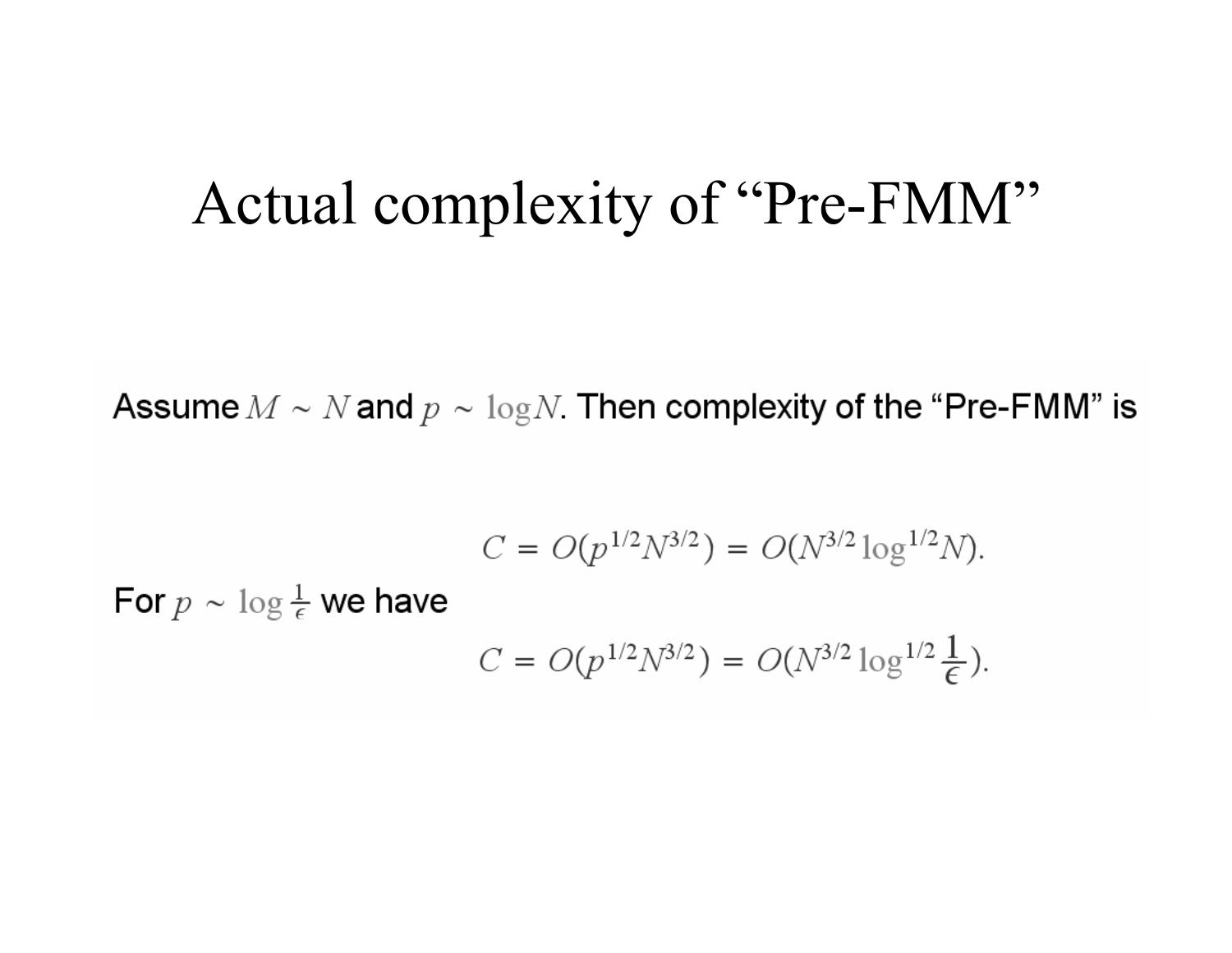# Actual complexity of "Pre-FMM"

Assume $M \sim N$ and $p \sim \log N$. Then complexity of the "Pre-FMM" is

$$C = O(p^{1/2} N^{3/2}) = O(N^{3/2} \log^{1/2} N).$$

For $p \sim \log \frac{1}{\epsilon}$ we have

$$C = O(p^{1/2} N^{3/2}) = O(N^{3/2} \log^{1/2} \frac{1}{\epsilon}).$$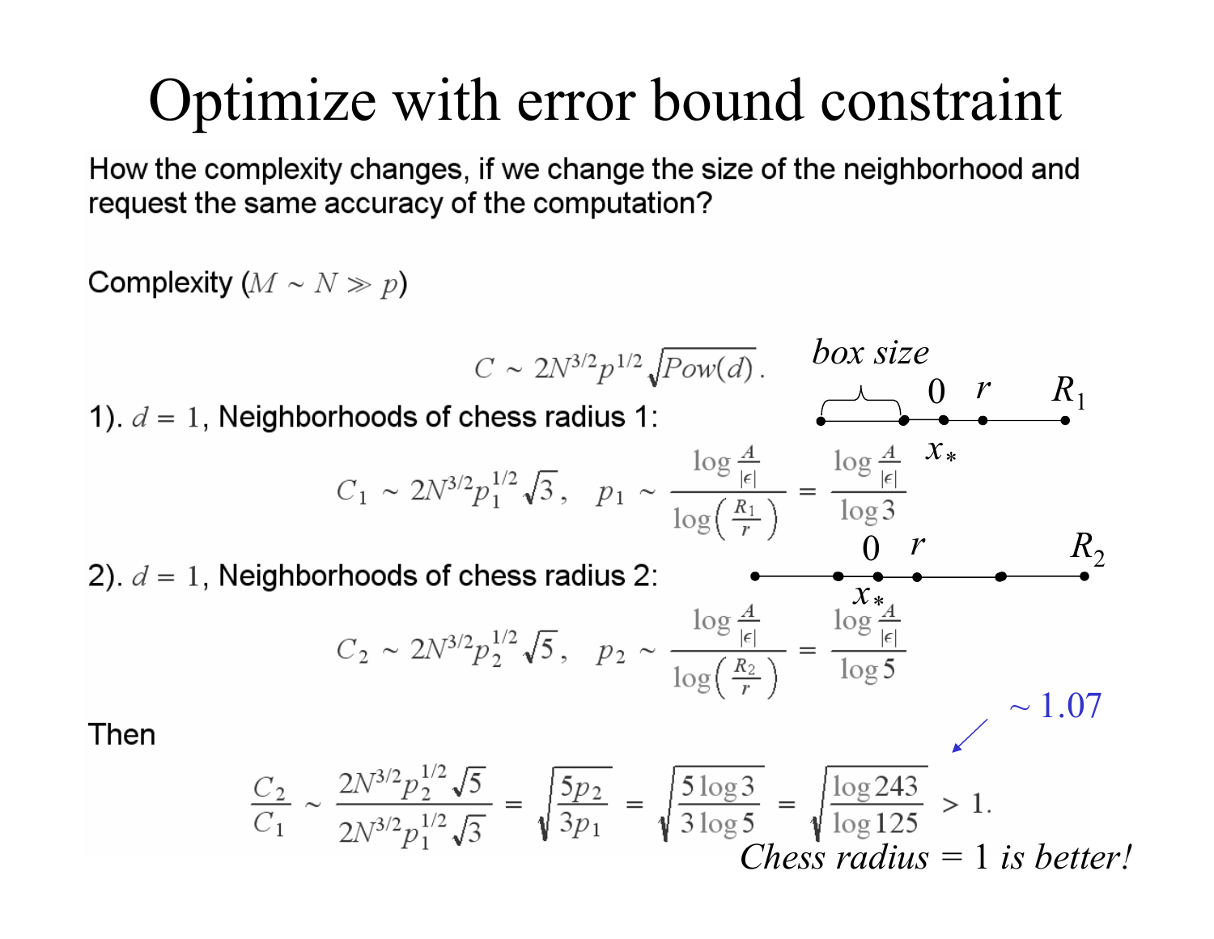# Optimize with error bound constraint

How the complexity changes, if we change the size of the neighborhood and request the same accuracy of the computation?

Complexity ($M \sim N \gg p$)

$$C \sim 2N^{3/2}p^{1/2}\sqrt{Pow(d)}.$$

*box size*

1). $d = 1$, Neighborhoods of chess radius 1:

$$C_1 \sim 2N^{3/2}p_1^{1/2}\sqrt{3}, \quad p_1 \sim \frac{\log\frac{A}{|\epsilon|}}{\log\left(\frac{R_1}{r}\right)} = \frac{\log\frac{A}{|\epsilon|}}{\log 3}$$

2). $d = 1$, Neighborhoods of chess radius 2:

$$C_2 \sim 2N^{3/2}p_2^{1/2}\sqrt{5}, \quad p_2 \sim \frac{\log\frac{A}{|\epsilon|}}{\log\left(\frac{R_2}{r}\right)} = \frac{\log\frac{A}{|\epsilon|}}{\log 5}$$

Then

$$\frac{C_2}{C_1} \sim \frac{2N^{3/2}p_2^{1/2}\sqrt{5}}{2N^{3/2}p_1^{1/2}\sqrt{3}} = \sqrt{\frac{5p_2}{3p_1}} = \sqrt{\frac{5\log 3}{3\log 5}} = \sqrt{\frac{\log 243}{\log 125}} > 1.$$

$\sim 1.07$

*Chess radius = 1 is better!*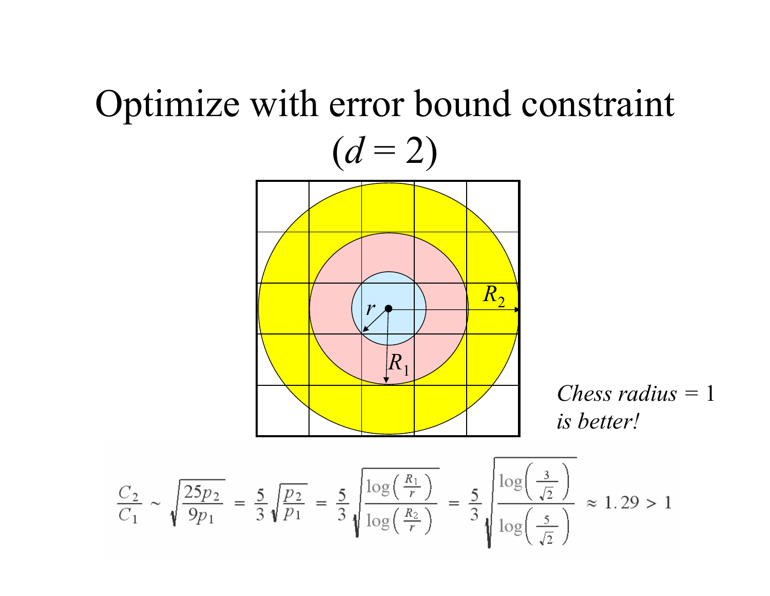# Optimize with error bound constraint ($d = 2$)

$r$

$R_1$

$R_2$

*Chess radius* = 1 *is better!*

$$\frac{C_2}{C_1} \sim \sqrt{\frac{25p_2}{9p_1}} = \frac{5}{3}\sqrt{\frac{p_2}{p_1}} = \frac{5}{3}\sqrt{\frac{\log\left(\frac{R_1}{r}\right)}{\log\left(\frac{R_2}{r}\right)}} = \frac{5}{3}\sqrt{\frac{\log\left(\frac{3}{\sqrt{2}}\right)}{\log\left(\frac{5}{\sqrt{2}}\right)}} \approx 1.29 > 1$$